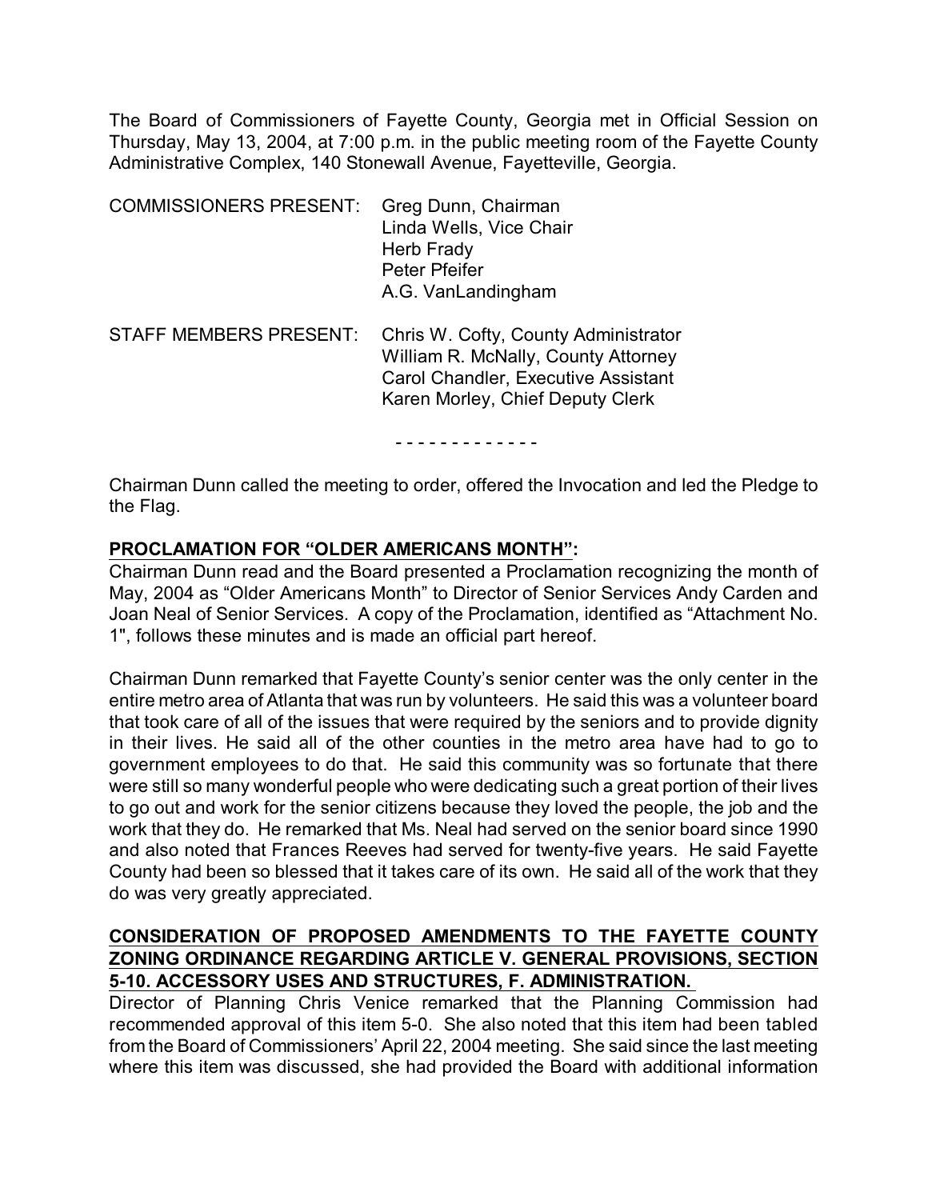The Board of Commissioners of Fayette County, Georgia met in Official Session on Thursday, May 13, 2004, at 7:00 p.m. in the public meeting room of the Fayette County Administrative Complex, 140 Stonewall Avenue, Fayetteville, Georgia.

| COMMISSIONERS PRESENT: | Greg Dunn, Chairman |
|---|---|
| | Linda Wells, Vice Chair |
| | Herb Frady |
| | Peter Pfeifer |
| | A.G. VanLandingham |

| STAFF MEMBERS PRESENT: | Chris W. Cofty, County Administrator |
|---|---|
| | William R. McNally, County Attorney |
| | Carol Chandler, Executive Assistant |
| | Karen Morley, Chief Deputy Clerk |

- - - - - - - - - - - - -

Chairman Dunn called the meeting to order, offered the Invocation and led the Pledge to the Flag.

**PROCLAMATION FOR "OLDER AMERICANS MONTH":**

Chairman Dunn read and the Board presented a Proclamation recognizing the month of May, 2004 as "Older Americans Month" to Director of Senior Services Andy Carden and Joan Neal of Senior Services. A copy of the Proclamation, identified as "Attachment No. 1", follows these minutes and is made an official part hereof.

Chairman Dunn remarked that Fayette County's senior center was the only center in the entire metro area of Atlanta that was run by volunteers. He said this was a volunteer board that took care of all of the issues that were required by the seniors and to provide dignity in their lives. He said all of the other counties in the metro area have had to go to government employees to do that. He said this community was so fortunate that there were still so many wonderful people who were dedicating such a great portion of their lives to go out and work for the senior citizens because they loved the people, the job and the work that they do. He remarked that Ms. Neal had served on the senior board since 1990 and also noted that Frances Reeves had served for twenty-five years. He said Fayette County had been so blessed that it takes care of its own. He said all of the work that they do was very greatly appreciated.

**CONSIDERATION OF PROPOSED AMENDMENTS TO THE FAYETTE COUNTY ZONING ORDINANCE REGARDING ARTICLE V. GENERAL PROVISIONS, SECTION 5-10. ACCESSORY USES AND STRUCTURES, F. ADMINISTRATION.**

Director of Planning Chris Venice remarked that the Planning Commission had recommended approval of this item 5-0. She also noted that this item had been tabled from the Board of Commissioners' April 22, 2004 meeting. She said since the last meeting where this item was discussed, she had provided the Board with additional information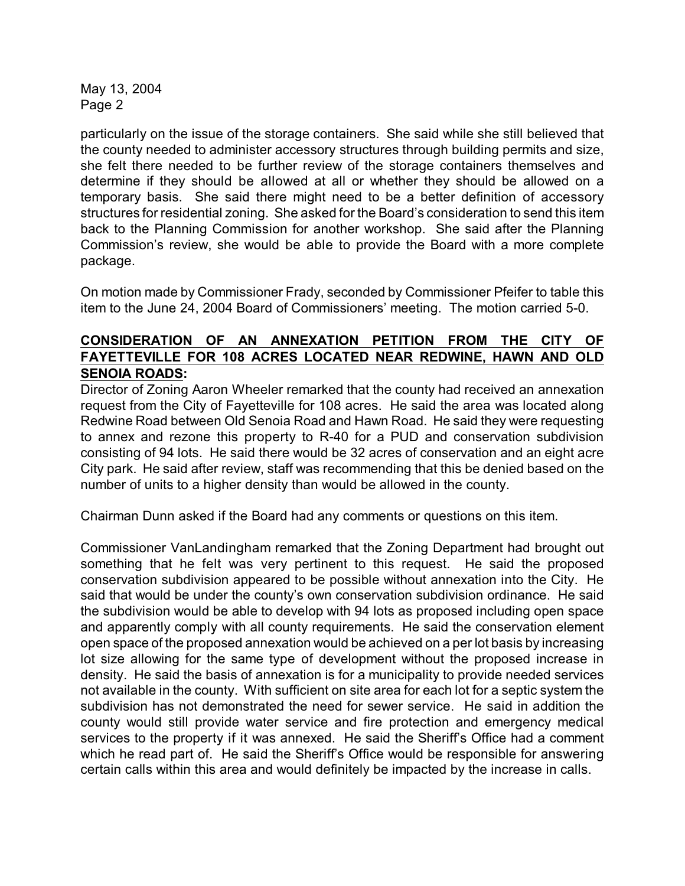particularly on the issue of the storage containers. She said while she still believed that the county needed to administer accessory structures through building permits and size, she felt there needed to be further review of the storage containers themselves and determine if they should be allowed at all or whether they should be allowed on a temporary basis. She said there might need to be a better definition of accessory structures for residential zoning. She asked for the Board's consideration to send this item back to the Planning Commission for another workshop. She said after the Planning Commission's review, she would be able to provide the Board with a more complete package.

On motion made by Commissioner Frady, seconded by Commissioner Pfeifer to table this item to the June 24, 2004 Board of Commissioners' meeting. The motion carried 5-0.

**CONSIDERATION OF AN ANNEXATION PETITION FROM THE CITY OF FAYETTEVILLE FOR 108 ACRES LOCATED NEAR REDWINE, HAWN AND OLD SENOIA ROADS:**

Director of Zoning Aaron Wheeler remarked that the county had received an annexation request from the City of Fayetteville for 108 acres. He said the area was located along Redwine Road between Old Senoia Road and Hawn Road. He said they were requesting to annex and rezone this property to R-40 for a PUD and conservation subdivision consisting of 94 lots. He said there would be 32 acres of conservation and an eight acre City park. He said after review, staff was recommending that this be denied based on the number of units to a higher density than would be allowed in the county.

Chairman Dunn asked if the Board had any comments or questions on this item.

Commissioner VanLandingham remarked that the Zoning Department had brought out something that he felt was very pertinent to this request. He said the proposed conservation subdivision appeared to be possible without annexation into the City. He said that would be under the county's own conservation subdivision ordinance. He said the subdivision would be able to develop with 94 lots as proposed including open space and apparently comply with all county requirements. He said the conservation element open space of the proposed annexation would be achieved on a per lot basis by increasing lot size allowing for the same type of development without the proposed increase in density. He said the basis of annexation is for a municipality to provide needed services not available in the county. With sufficient on site area for each lot for a septic system the subdivision has not demonstrated the need for sewer service. He said in addition the county would still provide water service and fire protection and emergency medical services to the property if it was annexed. He said the Sheriff's Office had a comment which he read part of. He said the Sheriff's Office would be responsible for answering certain calls within this area and would definitely be impacted by the increase in calls.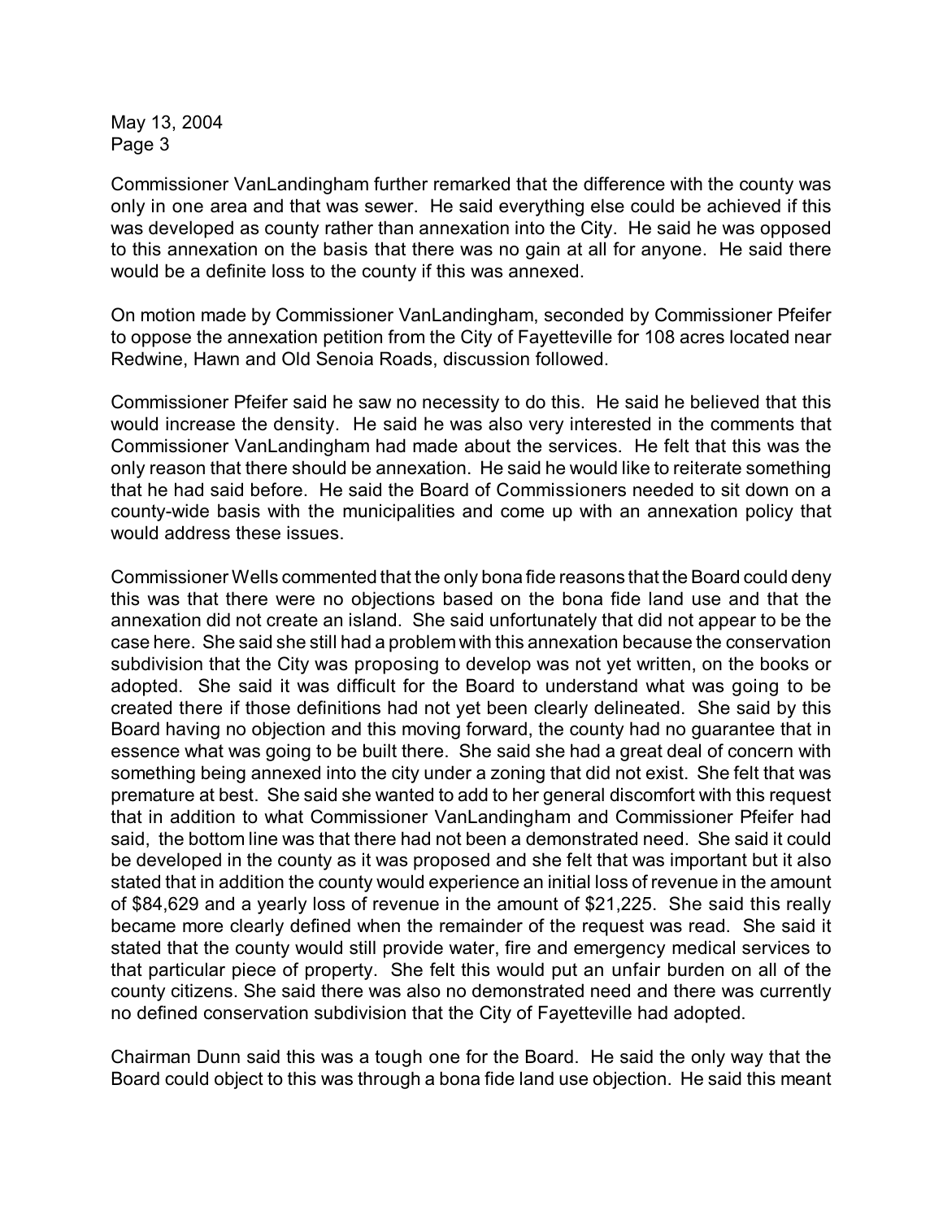Commissioner VanLandingham further remarked that the difference with the county was only in one area and that was sewer. He said everything else could be achieved if this was developed as county rather than annexation into the City. He said he was opposed to this annexation on the basis that there was no gain at all for anyone. He said there would be a definite loss to the county if this was annexed.

On motion made by Commissioner VanLandingham, seconded by Commissioner Pfeifer to oppose the annexation petition from the City of Fayetteville for 108 acres located near Redwine, Hawn and Old Senoia Roads, discussion followed.

Commissioner Pfeifer said he saw no necessity to do this. He said he believed that this would increase the density. He said he was also very interested in the comments that Commissioner VanLandingham had made about the services. He felt that this was the only reason that there should be annexation. He said he would like to reiterate something that he had said before. He said the Board of Commissioners needed to sit down on a county-wide basis with the municipalities and come up with an annexation policy that would address these issues.

Commissioner Wells commented that the only bona fide reasons that the Board could deny this was that there were no objections based on the bona fide land use and that the annexation did not create an island. She said unfortunately that did not appear to be the case here. She said she still had a problem with this annexation because the conservation subdivision that the City was proposing to develop was not yet written, on the books or adopted. She said it was difficult for the Board to understand what was going to be created there if those definitions had not yet been clearly delineated. She said by this Board having no objection and this moving forward, the county had no guarantee that in essence what was going to be built there. She said she had a great deal of concern with something being annexed into the city under a zoning that did not exist. She felt that was premature at best. She said she wanted to add to her general discomfort with this request that in addition to what Commissioner VanLandingham and Commissioner Pfeifer had said, the bottom line was that there had not been a demonstrated need. She said it could be developed in the county as it was proposed and she felt that was important but it also stated that in addition the county would experience an initial loss of revenue in the amount of $84,629 and a yearly loss of revenue in the amount of $21,225. She said this really became more clearly defined when the remainder of the request was read. She said it stated that the county would still provide water, fire and emergency medical services to that particular piece of property. She felt this would put an unfair burden on all of the county citizens. She said there was also no demonstrated need and there was currently no defined conservation subdivision that the City of Fayetteville had adopted.

Chairman Dunn said this was a tough one for the Board. He said the only way that the Board could object to this was through a bona fide land use objection. He said this meant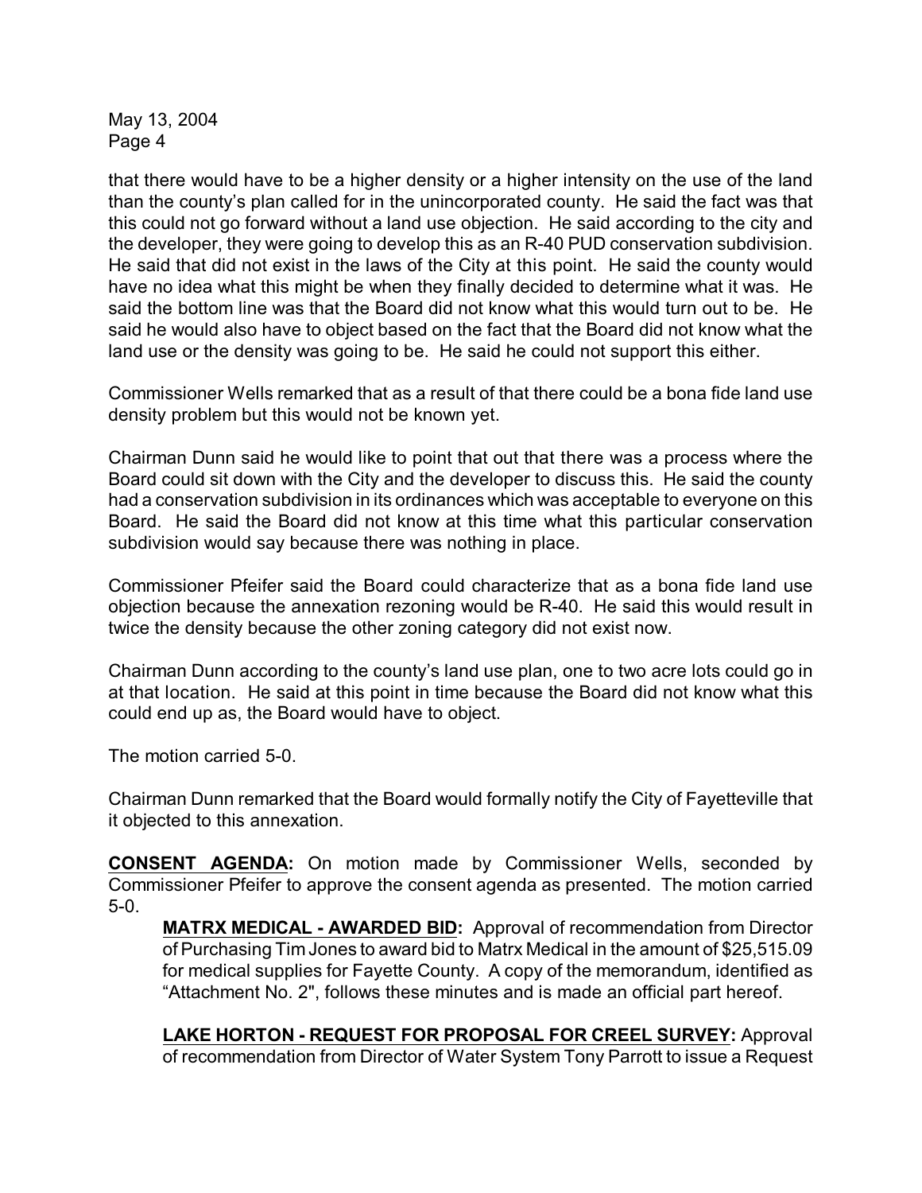that there would have to be a higher density or a higher intensity on the use of the land than the county's plan called for in the unincorporated county. He said the fact was that this could not go forward without a land use objection. He said according to the city and the developer, they were going to develop this as an R-40 PUD conservation subdivision. He said that did not exist in the laws of the City at this point. He said the county would have no idea what this might be when they finally decided to determine what it was. He said the bottom line was that the Board did not know what this would turn out to be. He said he would also have to object based on the fact that the Board did not know what the land use or the density was going to be. He said he could not support this either.

Commissioner Wells remarked that as a result of that there could be a bona fide land use density problem but this would not be known yet.

Chairman Dunn said he would like to point that out that there was a process where the Board could sit down with the City and the developer to discuss this. He said the county had a conservation subdivision in its ordinances which was acceptable to everyone on this Board. He said the Board did not know at this time what this particular conservation subdivision would say because there was nothing in place.

Commissioner Pfeifer said the Board could characterize that as a bona fide land use objection because the annexation rezoning would be R-40. He said this would result in twice the density because the other zoning category did not exist now.

Chairman Dunn according to the county's land use plan, one to two acre lots could go in at that location. He said at this point in time because the Board did not know what this could end up as, the Board would have to object.

The motion carried 5-0.

Chairman Dunn remarked that the Board would formally notify the City of Fayetteville that it objected to this annexation.

**CONSENT AGENDA:** On motion made by Commissioner Wells, seconded by Commissioner Pfeifer to approve the consent agenda as presented. The motion carried 5-0.

> **MATRX MEDICAL - AWARDED BID:** Approval of recommendation from Director of Purchasing Tim Jones to award bid to Matrx Medical in the amount of $25,515.09 for medical supplies for Fayette County. A copy of the memorandum, identified as "Attachment No. 2", follows these minutes and is made an official part hereof.
>
> **LAKE HORTON - REQUEST FOR PROPOSAL FOR CREEL SURVEY:** Approval of recommendation from Director of Water System Tony Parrott to issue a Request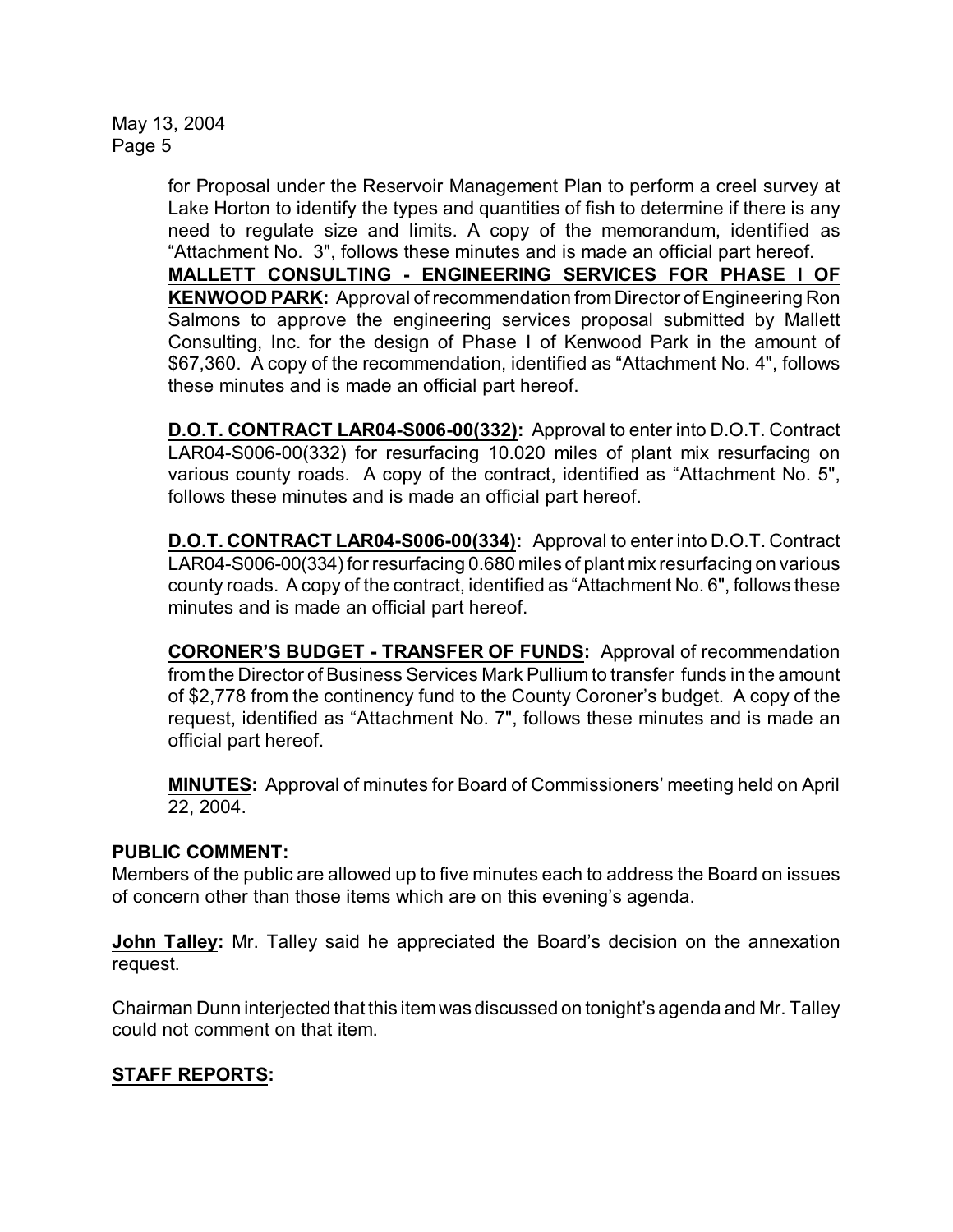for Proposal under the Reservoir Management Plan to perform a creel survey at Lake Horton to identify the types and quantities of fish to determine if there is any need to regulate size and limits. A copy of the memorandum, identified as "Attachment No. 3", follows these minutes and is made an official part hereof.

**MALLETT CONSULTING - ENGINEERING SERVICES FOR PHASE I OF KENWOOD PARK:** Approval of recommendation from Director of Engineering Ron Salmons to approve the engineering services proposal submitted by Mallett Consulting, Inc. for the design of Phase I of Kenwood Park in the amount of $67,360. A copy of the recommendation, identified as "Attachment No. 4", follows these minutes and is made an official part hereof.

**D.O.T. CONTRACT LAR04-S006-00(332):** Approval to enter into D.O.T. Contract LAR04-S006-00(332) for resurfacing 10.020 miles of plant mix resurfacing on various county roads. A copy of the contract, identified as "Attachment No. 5", follows these minutes and is made an official part hereof.

**D.O.T. CONTRACT LAR04-S006-00(334):** Approval to enter into D.O.T. Contract LAR04-S006-00(334) for resurfacing 0.680 miles of plant mix resurfacing on various county roads. A copy of the contract, identified as "Attachment No. 6", follows these minutes and is made an official part hereof.

**CORONER'S BUDGET - TRANSFER OF FUNDS:** Approval of recommendation from the Director of Business Services Mark Pullium to transfer funds in the amount of $2,778 from the continency fund to the County Coroner's budget. A copy of the request, identified as "Attachment No. 7", follows these minutes and is made an official part hereof.

**MINUTES:** Approval of minutes for Board of Commissioners' meeting held on April 22, 2004.

## PUBLIC COMMENT:

Members of the public are allowed up to five minutes each to address the Board on issues of concern other than those items which are on this evening's agenda.

**John Talley:** Mr. Talley said he appreciated the Board's decision on the annexation request.

Chairman Dunn interjected that this item was discussed on tonight's agenda and Mr. Talley could not comment on that item.

## STAFF REPORTS: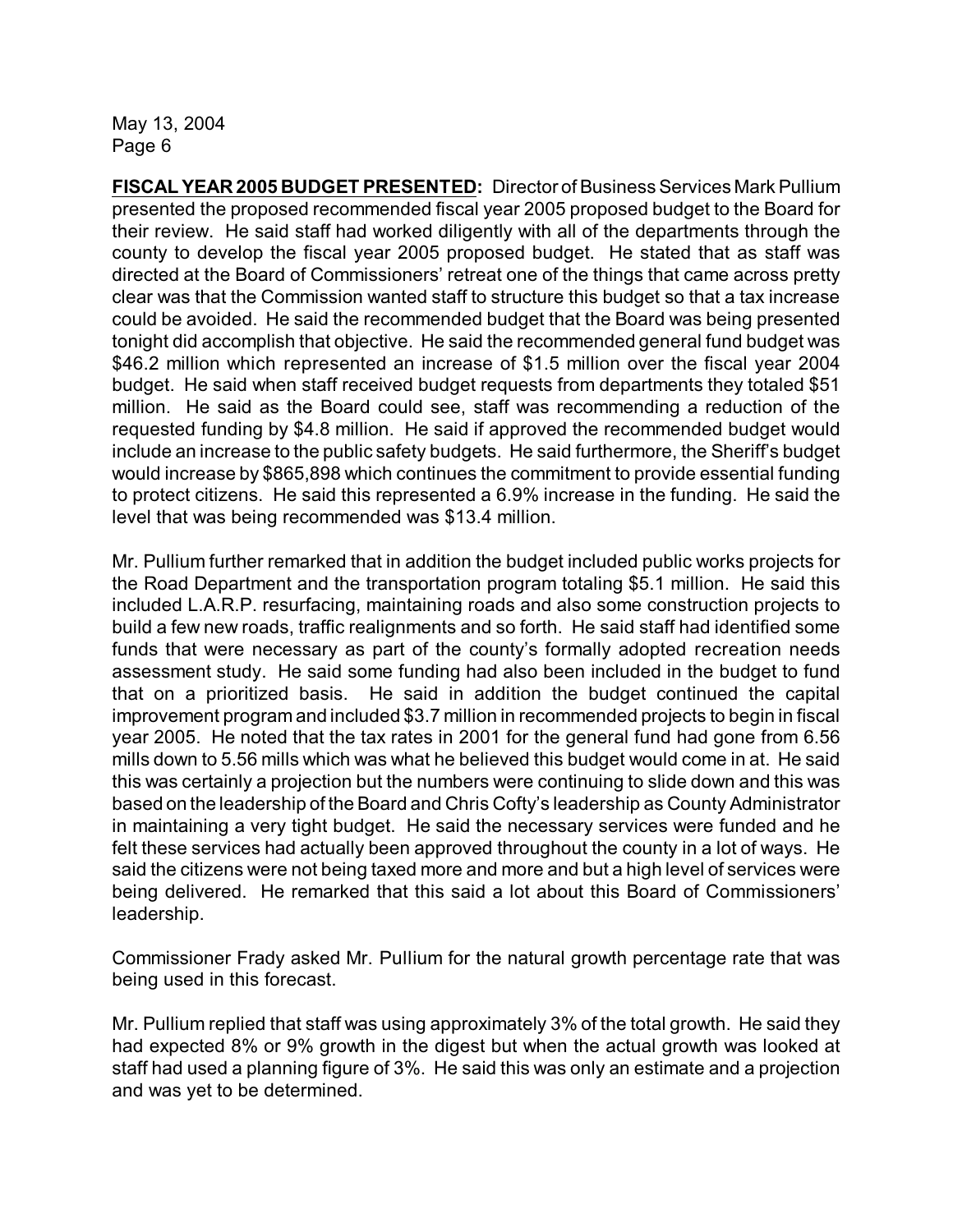**FISCAL YEAR 2005 BUDGET PRESENTED:** Director of Business Services Mark Pullium presented the proposed recommended fiscal year 2005 proposed budget to the Board for their review. He said staff had worked diligently with all of the departments through the county to develop the fiscal year 2005 proposed budget. He stated that as staff was directed at the Board of Commissioners' retreat one of the things that came across pretty clear was that the Commission wanted staff to structure this budget so that a tax increase could be avoided. He said the recommended budget that the Board was being presented tonight did accomplish that objective. He said the recommended general fund budget was $46.2 million which represented an increase of $1.5 million over the fiscal year 2004 budget. He said when staff received budget requests from departments they totaled $51 million. He said as the Board could see, staff was recommending a reduction of the requested funding by $4.8 million. He said if approved the recommended budget would include an increase to the public safety budgets. He said furthermore, the Sheriff's budget would increase by $865,898 which continues the commitment to provide essential funding to protect citizens. He said this represented a 6.9% increase in the funding. He said the level that was being recommended was $13.4 million.

Mr. Pullium further remarked that in addition the budget included public works projects for the Road Department and the transportation program totaling $5.1 million. He said this included L.A.R.P. resurfacing, maintaining roads and also some construction projects to build a few new roads, traffic realignments and so forth. He said staff had identified some funds that were necessary as part of the county's formally adopted recreation needs assessment study. He said some funding had also been included in the budget to fund that on a prioritized basis. He said in addition the budget continued the capital improvement program and included $3.7 million in recommended projects to begin in fiscal year 2005. He noted that the tax rates in 2001 for the general fund had gone from 6.56 mills down to 5.56 mills which was what he believed this budget would come in at. He said this was certainly a projection but the numbers were continuing to slide down and this was based on the leadership of the Board and Chris Cofty's leadership as County Administrator in maintaining a very tight budget. He said the necessary services were funded and he felt these services had actually been approved throughout the county in a lot of ways. He said the citizens were not being taxed more and more and but a high level of services were being delivered. He remarked that this said a lot about this Board of Commissioners' leadership.

Commissioner Frady asked Mr. Pullium for the natural growth percentage rate that was being used in this forecast.

Mr. Pullium replied that staff was using approximately 3% of the total growth. He said they had expected 8% or 9% growth in the digest but when the actual growth was looked at staff had used a planning figure of 3%. He said this was only an estimate and a projection and was yet to be determined.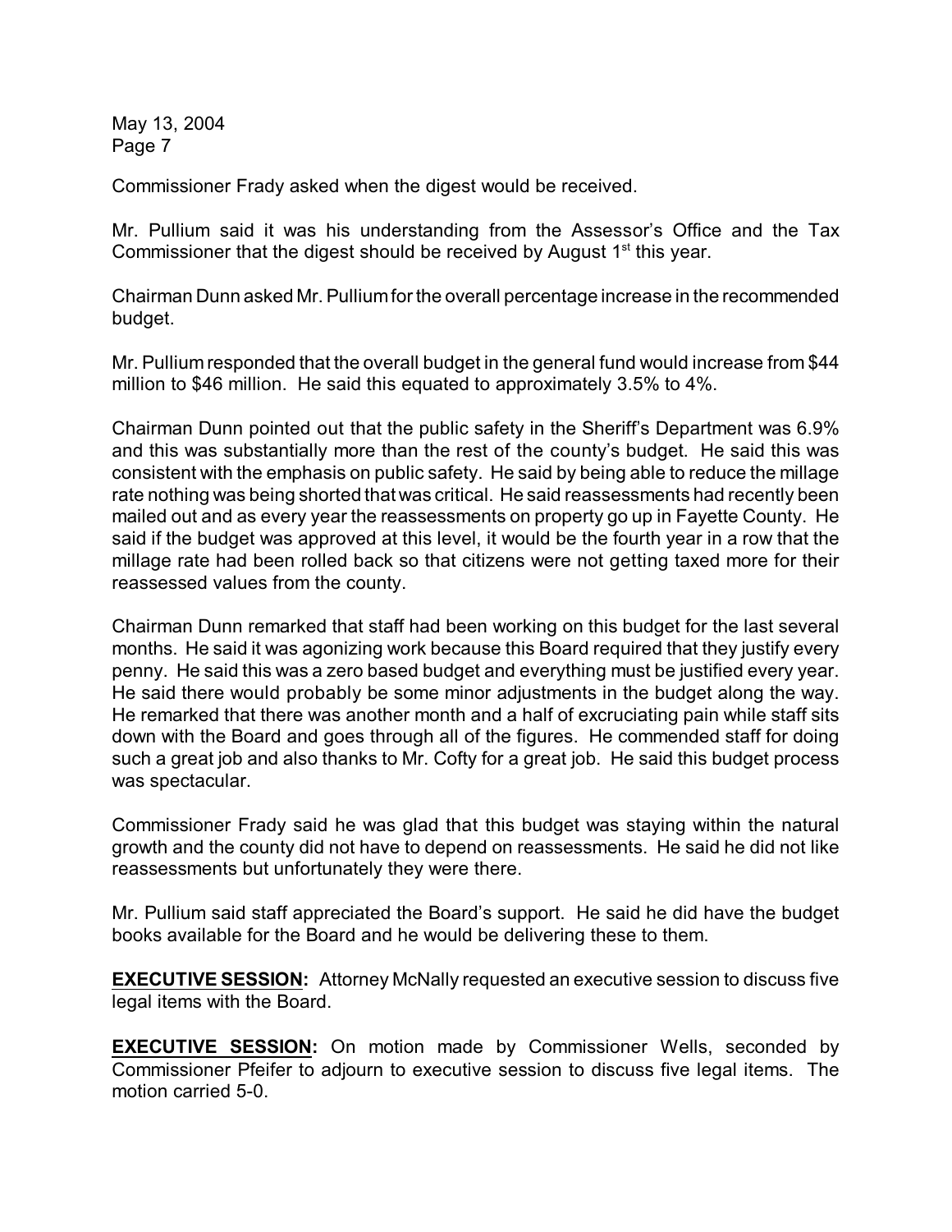Commissioner Frady asked when the digest would be received.

Mr. Pullium said it was his understanding from the Assessor's Office and the Tax Commissioner that the digest should be received by August 1st this year.

Chairman Dunn asked Mr. Pullium for the overall percentage increase in the recommended budget.

Mr. Pullium responded that the overall budget in the general fund would increase from $44 million to $46 million. He said this equated to approximately 3.5% to 4%.

Chairman Dunn pointed out that the public safety in the Sheriff's Department was 6.9% and this was substantially more than the rest of the county's budget. He said this was consistent with the emphasis on public safety. He said by being able to reduce the millage rate nothing was being shorted that was critical. He said reassessments had recently been mailed out and as every year the reassessments on property go up in Fayette County. He said if the budget was approved at this level, it would be the fourth year in a row that the millage rate had been rolled back so that citizens were not getting taxed more for their reassessed values from the county.

Chairman Dunn remarked that staff had been working on this budget for the last several months. He said it was agonizing work because this Board required that they justify every penny. He said this was a zero based budget and everything must be justified every year. He said there would probably be some minor adjustments in the budget along the way. He remarked that there was another month and a half of excruciating pain while staff sits down with the Board and goes through all of the figures. He commended staff for doing such a great job and also thanks to Mr. Cofty for a great job. He said this budget process was spectacular.

Commissioner Frady said he was glad that this budget was staying within the natural growth and the county did not have to depend on reassessments. He said he did not like reassessments but unfortunately they were there.

Mr. Pullium said staff appreciated the Board's support. He said he did have the budget books available for the Board and he would be delivering these to them.

**EXECUTIVE SESSION:** Attorney McNally requested an executive session to discuss five legal items with the Board.

**EXECUTIVE SESSION:** On motion made by Commissioner Wells, seconded by Commissioner Pfeifer to adjourn to executive session to discuss five legal items. The motion carried 5-0.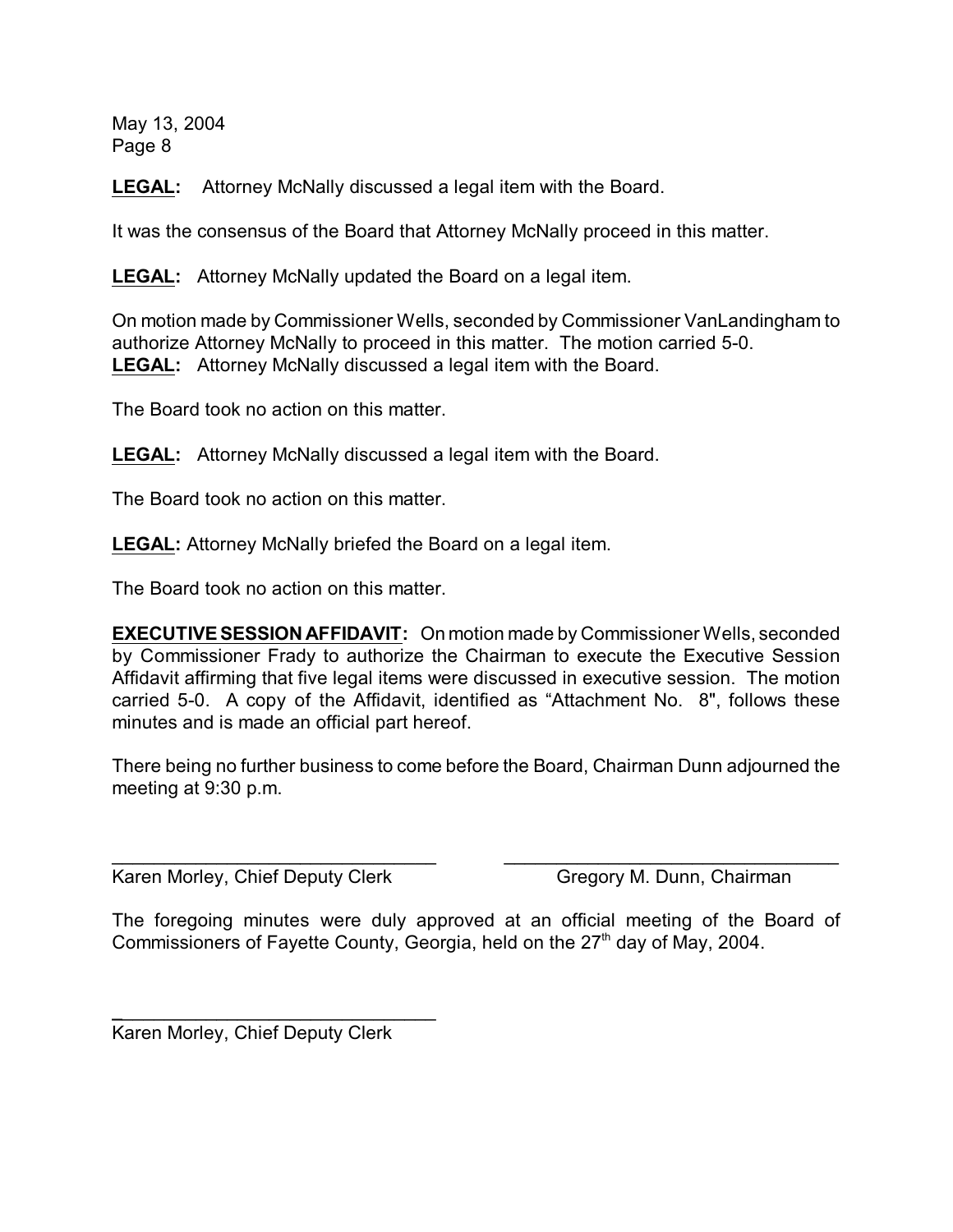**LEGAL:** Attorney McNally discussed a legal item with the Board.

It was the consensus of the Board that Attorney McNally proceed in this matter.

**LEGAL:** Attorney McNally updated the Board on a legal item.

On motion made by Commissioner Wells, seconded by Commissioner VanLandingham to authorize Attorney McNally to proceed in this matter. The motion carried 5-0.

**LEGAL:** Attorney McNally discussed a legal item with the Board.

The Board took no action on this matter.

**LEGAL:** Attorney McNally discussed a legal item with the Board.

The Board took no action on this matter.

**LEGAL:** Attorney McNally briefed the Board on a legal item.

The Board took no action on this matter.

**EXECUTIVE SESSION AFFIDAVIT:** On motion made by Commissioner Wells, seconded by Commissioner Frady to authorize the Chairman to execute the Executive Session Affidavit affirming that five legal items were discussed in executive session. The motion carried 5-0. A copy of the Affidavit, identified as "Attachment No. 8", follows these minutes and is made an official part hereof.

There being no further business to come before the Board, Chairman Dunn adjourned the meeting at 9:30 p.m.

\_\_\_\_\_\_\_\_\_\_\_\_\_\_\_\_\_\_\_\_\_\_\_\_\_\_\_\_\_\_\_\_\_
Karen Morley, Chief Deputy Clerk

\_\_\_\_\_\_\_\_\_\_\_\_\_\_\_\_\_\_\_\_\_\_\_\_\_\_\_\_\_\_\_\_\_
Gregory M. Dunn, Chairman

The foregoing minutes were duly approved at an official meeting of the Board of Commissioners of Fayette County, Georgia, held on the 27th day of May, 2004.

\_\_\_\_\_\_\_\_\_\_\_\_\_\_\_\_\_\_\_\_\_\_\_\_\_\_\_\_\_\_\_\_\_
Karen Morley, Chief Deputy Clerk